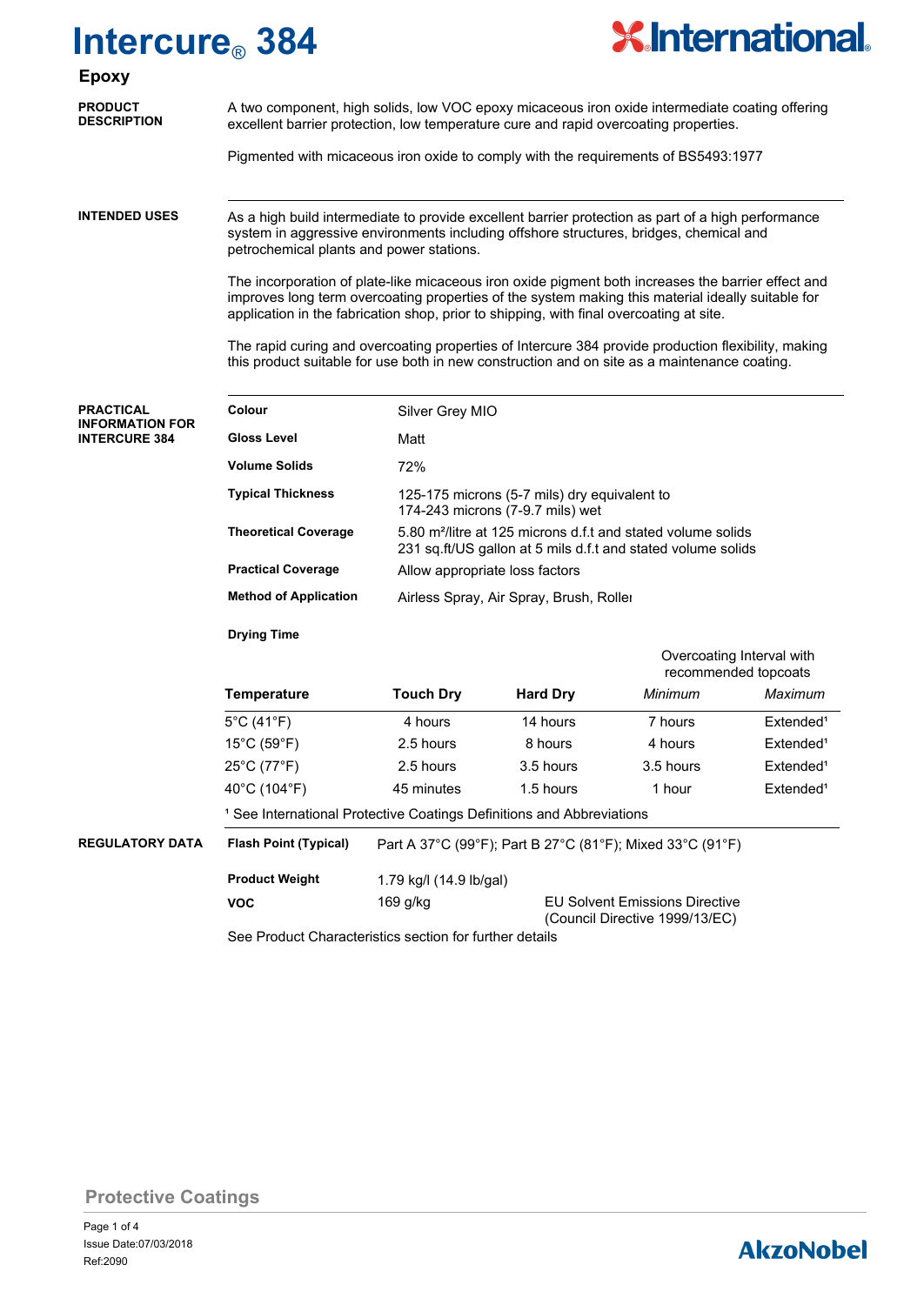# Intercure® 384

## Epoxy

**PRODUCT DESCRIPTION**

A two component, high solids, low VOC epoxy micaceous iron oxide intermediate coating offering excellent barrier protection, low temperature cure and rapid overcoating properties.

Pigmented with micaceous iron oxide to comply with the requirements of BS5493:1977

**INTENDED USES**

As a high build intermediate to provide excellent barrier protection as part of a high performance system in aggressive environments including offshore structures, bridges, chemical and petrochemical plants and power stations.

The incorporation of plate-like micaceous iron oxide pigment both increases the barrier effect and improves long term overcoating properties of the system making this material ideally suitable for application in the fabrication shop, prior to shipping, with final overcoating at site.

The rapid curing and overcoating properties of Intercure 384 provide production flexibility, making this product suitable for use both in new construction and on site as a maintenance coating.

**PRACTICAL INFORMATION FOR INTERCURE 384**

| | |
|---|---|
| **Colour** | Silver Grey MIO |
| **Gloss Level** | Matt |
| **Volume Solids** | 72% |
| **Typical Thickness** | 125-175 microns (5-7 mils) dry equivalent to 174-243 microns (7-9.7 mils) wet |
| **Theoretical Coverage** | 5.80 m²/litre at 125 microns d.f.t and stated volume solids<br>231 sq.ft/US gallon at 5 mils d.f.t and stated volume solids |
| **Practical Coverage** | Allow appropriate loss factors |
| **Method of Application** | Airless Spray, Air Spray, Brush, Roller |

**Drying Time**

| | | | Overcoating Interval with recommended topcoats | |
|---|---|---|---|---|
| **Temperature** | **Touch Dry** | **Hard Dry** | *Minimum* | *Maximum* |
| 5°C (41°F) | 4 hours | 14 hours | 7 hours | Extended[1] |
| 15°C (59°F) | 2.5 hours | 8 hours | 4 hours | Extended[1] |
| 25°C (77°F) | 2.5 hours | 3.5 hours | 3.5 hours | Extended[1] |
| 40°C (104°F) | 45 minutes | 1.5 hours | 1 hour | Extended[1] |

[1] See International Protective Coatings Definitions and Abbreviations

**REGULATORY DATA**

| | | |
|---|---|---|
| **Flash Point (Typical)** | Part A 37°C (99°F); Part B 27°C (81°F); Mixed 33°C (91°F) | |
| **Product Weight** | 1.79 kg/l (14.9 lb/gal) | |
| **VOC** | 169 g/kg | EU Solvent Emissions Directive (Council Directive 1999/13/EC) |

See Product Characteristics section for further details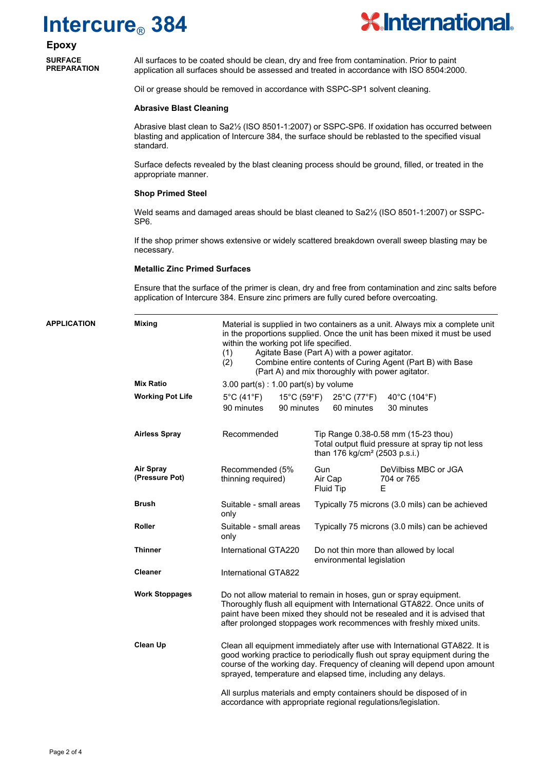# Intercure® 384

## Epoxy

### SURFACE PREPARATION

All surfaces to be coated should be clean, dry and free from contamination. Prior to paint application all surfaces should be assessed and treated in accordance with ISO 8504:2000.

Oil or grease should be removed in accordance with SSPC-SP1 solvent cleaning.

**Abrasive Blast Cleaning**

Abrasive blast clean to Sa2½ (ISO 8501-1:2007) or SSPC-SP6. If oxidation has occurred between blasting and application of Intercure 384, the surface should be reblasted to the specified visual standard.

Surface defects revealed by the blast cleaning process should be ground, filled, or treated in the appropriate manner.

**Shop Primed Steel**

Weld seams and damaged areas should be blast cleaned to Sa2½ (ISO 8501-1:2007) or SSPC-SP6.

If the shop primer shows extensive or widely scattered breakdown overall sweep blasting may be necessary.

**Metallic Zinc Primed Surfaces**

Ensure that the surface of the primer is clean, dry and free from contamination and zinc salts before application of Intercure 384. Ensure zinc primers are fully cured before overcoating.

### APPLICATION

**Mixing**

Material is supplied in two containers as a unit. Always mix a complete unit in the proportions supplied. Once the unit has been mixed it must be used within the working pot life specified.

(1) Agitate Base (Part A) with a power agitator.
(2) Combine entire contents of Curing Agent (Part B) with Base (Part A) and mix thoroughly with power agitator.

**Mix Ratio**

3.00 part(s) : 1.00 part(s) by volume

**Working Pot Life**

| 5°C (41°F) | 15°C (59°F) | 25°C (77°F) | 40°C (104°F) |
|---|---|---|---|
| 90 minutes | 90 minutes | 60 minutes | 30 minutes |

| Method | Suitability | Details |
|---|---|---|
| **Airless Spray** | Recommended | Tip Range 0.38-0.58 mm (15-23 thou). Total output fluid pressure at spray tip not less than 176 kg/cm² (2503 p.s.i.) |
| **Air Spray (Pressure Pot)** | Recommended (5% thinning required) | Gun: DeVilbiss MBC or JGA; Air Cap: 704 or 765; Fluid Tip: E |
| **Brush** | Suitable - small areas only | Typically 75 microns (3.0 mils) can be achieved |
| **Roller** | Suitable - small areas only | Typically 75 microns (3.0 mils) can be achieved |
| **Thinner** | International GTA220 | Do not thin more than allowed by local environmental legislation |
| **Cleaner** | International GTA822 | |

**Work Stoppages**

Do not allow material to remain in hoses, gun or spray equipment. Thoroughly flush all equipment with International GTA822. Once units of paint have been mixed they should not be resealed and it is advised that after prolonged stoppages work recommences with freshly mixed units.

**Clean Up**

Clean all equipment immediately after use with International GTA822. It is good working practice to periodically flush out spray equipment during the course of the working day. Frequency of cleaning will depend upon amount sprayed, temperature and elapsed time, including any delays.

All surplus materials and empty containers should be disposed of in accordance with appropriate regional regulations/legislation.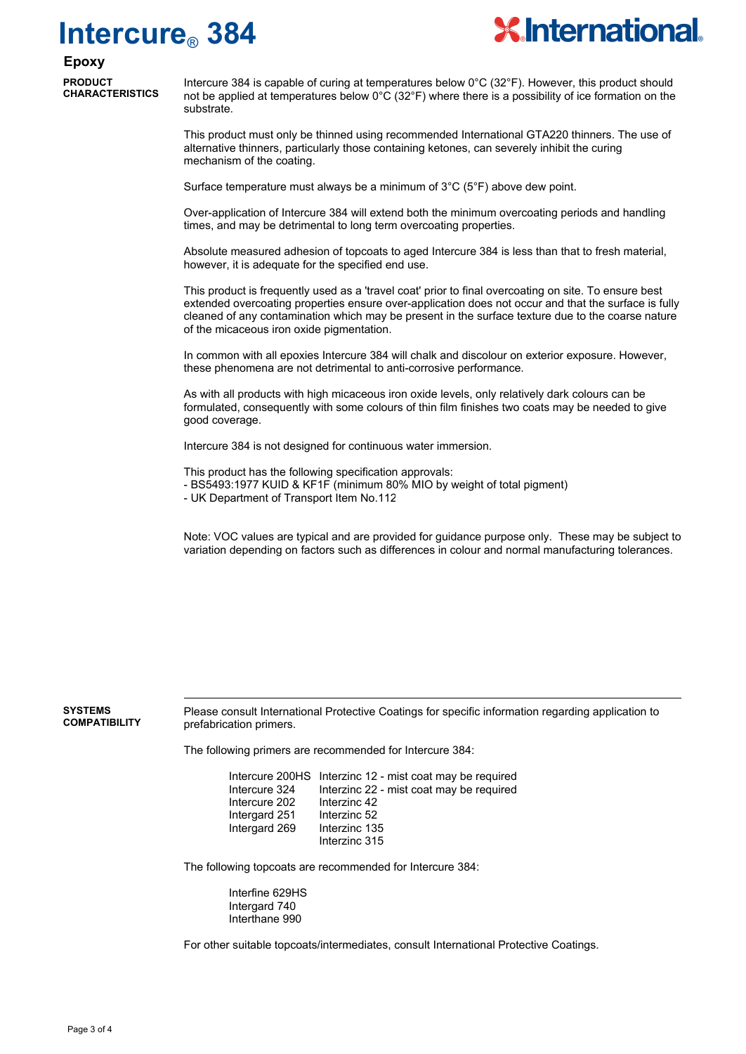# Intercure® 384

## Epoxy

### PRODUCT CHARACTERISTICS

Intercure 384 is capable of curing at temperatures below 0°C (32°F). However, this product should not be applied at temperatures below 0°C (32°F) where there is a possibility of ice formation on the substrate.

This product must only be thinned using recommended International GTA220 thinners. The use of alternative thinners, particularly those containing ketones, can severely inhibit the curing mechanism of the coating.

Surface temperature must always be a minimum of 3°C (5°F) above dew point.

Over-application of Intercure 384 will extend both the minimum overcoating periods and handling times, and may be detrimental to long term overcoating properties.

Absolute measured adhesion of topcoats to aged Intercure 384 is less than that to fresh material, however, it is adequate for the specified end use.

This product is frequently used as a 'travel coat' prior to final overcoating on site. To ensure best extended overcoating properties ensure over-application does not occur and that the surface is fully cleaned of any contamination which may be present in the surface texture due to the coarse nature of the micaceous iron oxide pigmentation.

In common with all epoxies Intercure 384 will chalk and discolour on exterior exposure. However, these phenomena are not detrimental to anti-corrosive performance.

As with all products with high micaceous iron oxide levels, only relatively dark colours can be formulated, consequently with some colours of thin film finishes two coats may be needed to give good coverage.

Intercure 384 is not designed for continuous water immersion.

This product has the following specification approvals:
- BS5493:1977 KUID & KF1F (minimum 80% MIO by weight of total pigment)
- UK Department of Transport Item No.112

Note: VOC values are typical and are provided for guidance purpose only. These may be subject to variation depending on factors such as differences in colour and normal manufacturing tolerances.

### SYSTEMS COMPATIBILITY

Please consult International Protective Coatings for specific information regarding application to prefabrication primers.

The following primers are recommended for Intercure 384:

| | |
|---|---|
| Intercure 200HS | Interzinc 12 - mist coat may be required |
| Intercure 324 | Interzinc 22 - mist coat may be required |
| Intercure 202 | Interzinc 42 |
| Intergard 251 | Interzinc 52 |
| Intergard 269 | Interzinc 135 |
| | Interzinc 315 |

The following topcoats are recommended for Intercure 384:

Interfine 629HS
Intergard 740
Interthane 990

For other suitable topcoats/intermediates, consult International Protective Coatings.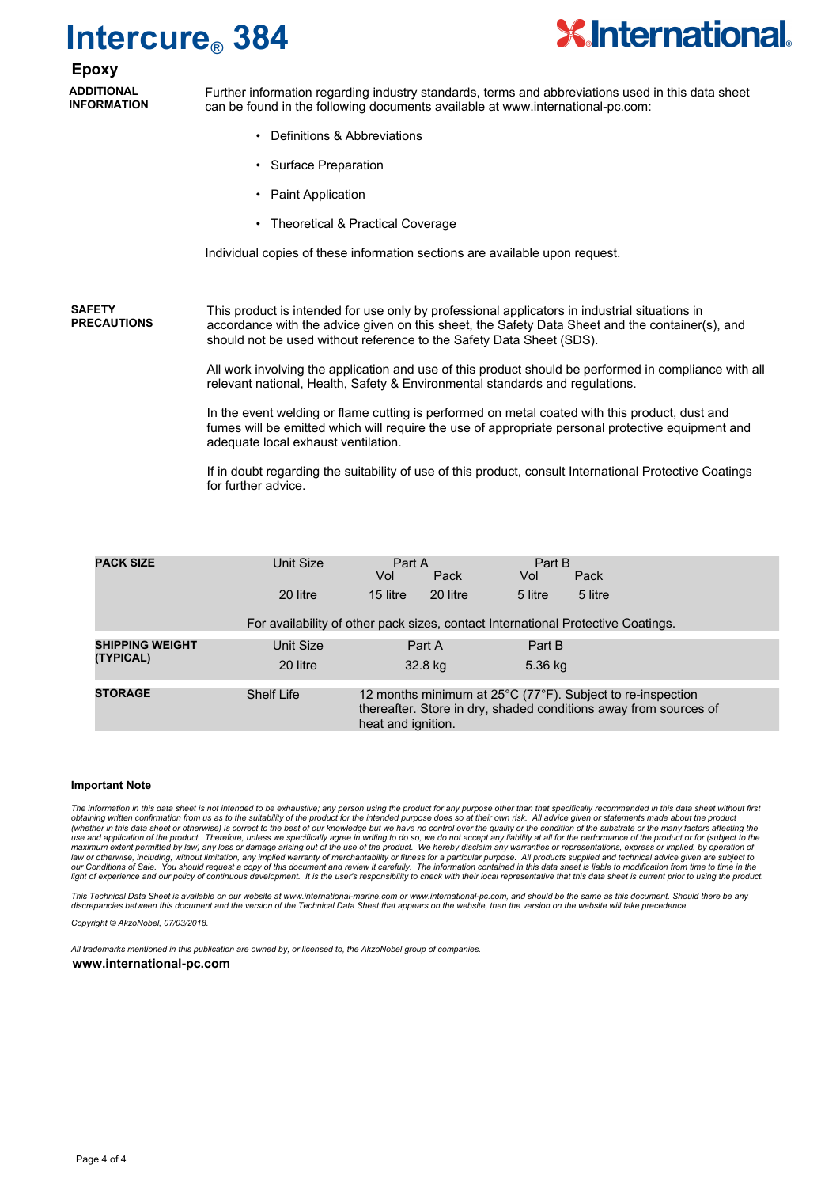# Intercure® 384

**Epoxy**

**ADDITIONAL INFORMATION**

Further information regarding industry standards, terms and abbreviations used in this data sheet can be found in the following documents available at www.international-pc.com:

- Definitions & Abbreviations
- Surface Preparation
- Paint Application
- Theoretical & Practical Coverage

Individual copies of these information sections are available upon request.

**SAFETY PRECAUTIONS**

This product is intended for use only by professional applicators in industrial situations in accordance with the advice given on this sheet, the Safety Data Sheet and the container(s), and should not be used without reference to the Safety Data Sheet (SDS).

All work involving the application and use of this product should be performed in compliance with all relevant national, Health, Safety & Environmental standards and regulations.

In the event welding or flame cutting is performed on metal coated with this product, dust and fumes will be emitted which will require the use of appropriate personal protective equipment and adequate local exhaust ventilation.

If in doubt regarding the suitability of use of this product, consult International Protective Coatings for further advice.

| | Unit Size | Part A | | Part B | |
|---|---|---|---|---|---|
| **PACK SIZE** | | Vol | Pack | Vol | Pack |
| | 20 litre | 15 litre | 20 litre | 5 litre | 5 litre |

For availability of other pack sizes, contact International Protective Coatings.

| | Unit Size | Part A | Part B |
|---|---|---|---|
| **SHIPPING WEIGHT (TYPICAL)** | 20 litre | 32.8 kg | 5.36 kg |

| | | |
|---|---|---|
| **STORAGE** | Shelf Life | 12 months minimum at 25°C (77°F). Subject to re-inspection thereafter. Store in dry, shaded conditions away from sources of heat and ignition. |

**Important Note**

*The information in this data sheet is not intended to be exhaustive; any person using the product for any purpose other than that specifically recommended in this data sheet without first obtaining written confirmation from us as to the suitability of the product for the intended purpose does so at their own risk. All advice given or statements made about the product (whether in this data sheet or otherwise) is correct to the best of our knowledge but we have no control over the quality or the condition of the substrate or the many factors affecting the use and application of the product. Therefore, unless we specifically agree in writing to do so, we do not accept any liability at all for the performance of the product or for (subject to the maximum extent permitted by law) any loss or damage arising out of the use of the product. We hereby disclaim any warranties or representations, express or implied, by operation of law or otherwise, including, without limitation, any implied warranty of merchantability or fitness for a particular purpose. All products supplied and technical advice given are subject to our Conditions of Sale. You should request a copy of this document and review it carefully. The information contained in this data sheet is liable to modification from time to time in the light of experience and our policy of continuous development. It is the user's responsibility to check with their local representative that this data sheet is current prior to using the product.*

*This Technical Data Sheet is available on our website at www.international-marine.com or www.international-pc.com, and should be the same as this document. Should there be any discrepancies between this document and the version of the Technical Data Sheet that appears on the website, then the version on the website will take precedence.*

*Copyright © AkzoNobel, 07/03/2018.*

*All trademarks mentioned in this publication are owned by, or licensed to, the AkzoNobel group of companies.*

**www.international-pc.com**